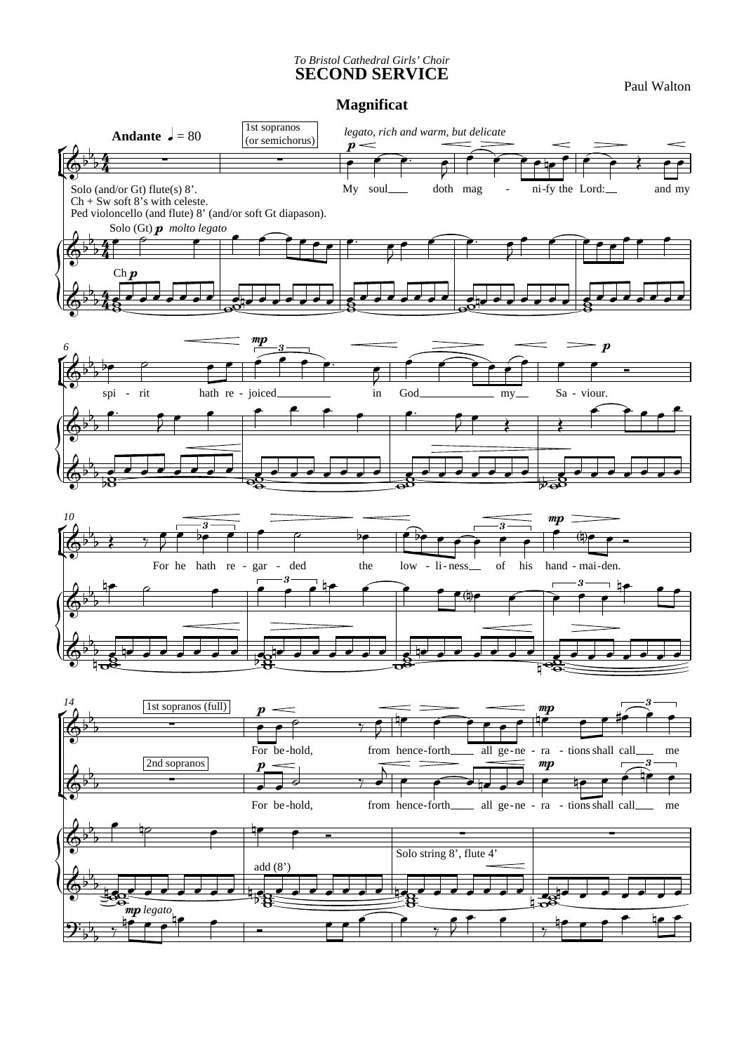*To Bristol Cathedral Girls' Choir*

# SECOND SERVICE

Paul Walton

## Magnificat

**Andante** ♩ = 80

1st sopranos (or semichorus)

*legato, rich and warm, but delicate*

My soul doth mag - ni-fy the Lord: and my spi - rit hath re - joiced in God my Sa - viour.

For he hath re - gar - ded the low - li - ness of his hand - mai - den.

Solo (and/or Gt) flute(s) 8'.
Ch + Sw soft 8's with celeste.
Ped violoncello (and flute) 8' (and/or soft Gt diapason).

Solo (Gt) *p* *molto legato*

Ch *p*

1st sopranos (full)

2nd sopranos

For be - hold, from hence - forth all ge - ne - ra - tions shall call me

add (8')

Solo string 8', flute 4'

*mp legato*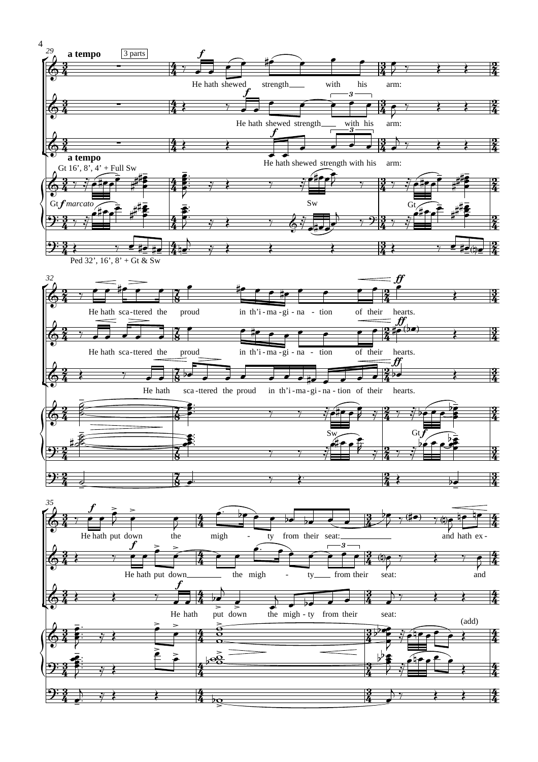29

**a tempo** 3 parts

*f*

He hath shewed strength with his arm:

He hath shewed strength with his arm:

He hath shewed strength with his arm:

**a tempo**

Gt 16', 8', 4' + Full Sw

Gt *f marcato*

Sw

Gt

Ped 32', 16', 8' + Gt & Sw

32

He hath sca-ttered the proud in th'i-ma-gi-na-tion of their hearts.

He hath sca-ttered the proud in th'i-ma-gi-na-tion of their hearts.

He hath sca-ttered the proud in th'i-ma-gi-na-tion of their hearts.

*ff*

Sw

Gt *f*

35

He hath put down the migh - ty from their seat: and hath ex-

He hath put down the migh - ty from their seat: and

He hath put down the migh-ty from their seat:

(add)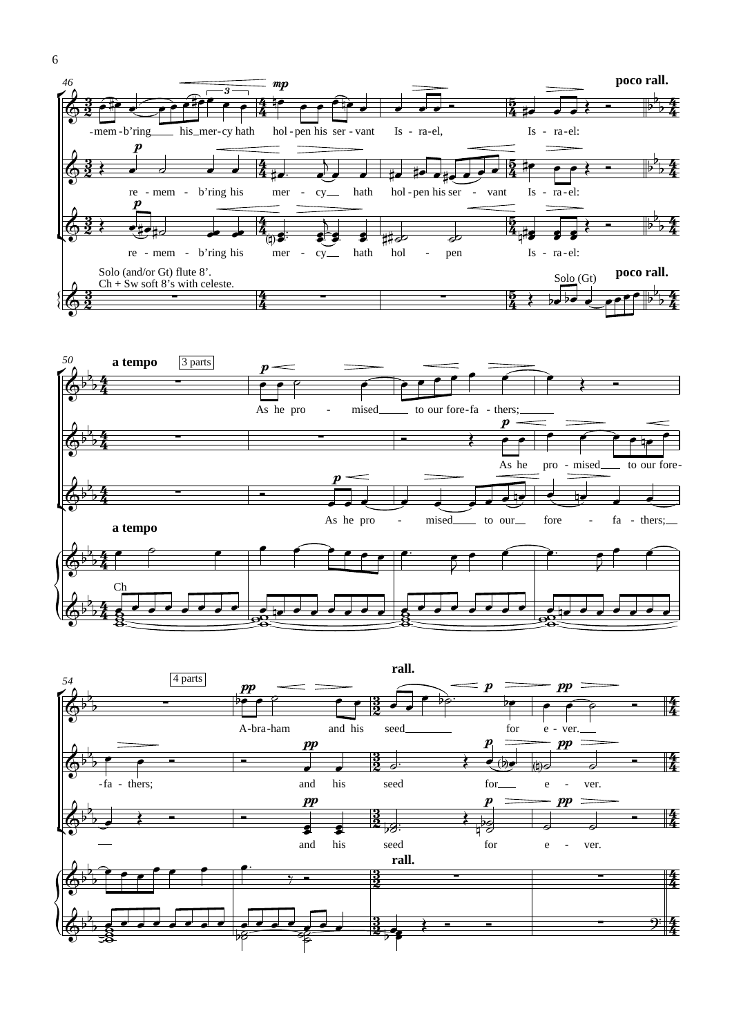poco rall.

-mem-b'ring his mer-cy hath hol-pen his ser-vant Is-ra-el, Is-ra-el:

re-mem-b'ring his mer-cy hath hol-pen his ser-vant Is-ra-el:

re-mem-b'ring his mer-cy hath hol-pen Is-ra-el:

Solo (and/or Gt) flute 8'.
Ch + Sw soft 8's with celeste.

Solo (Gt)

poco rall.

a tempo

3 parts

As he pro-mised to our fore-fa-thers;

As he pro-mised to our fore-

As he pro-mised to our fore-fa-thers;

a tempo

Ch

4 parts

rall.

A-bra-ham and his seed for e-ver.

-fa-thers; and his seed for e-ver.

and his seed for e-ver.

rall.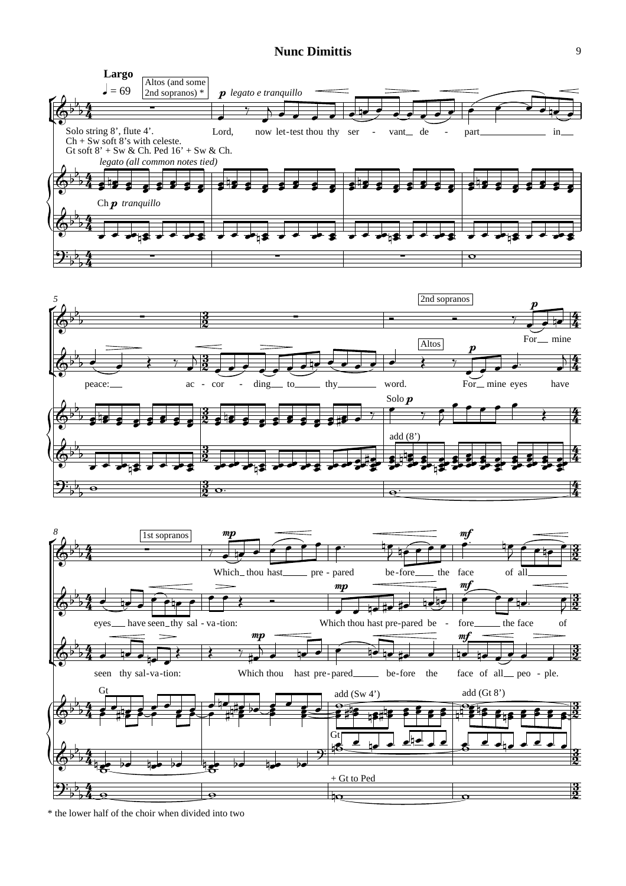# Nunc Dimittis

**Largo**

♩ = 69

Altos (and some 2nd sopranos) *

*p legato e tranquillo*

Lord, now let-test thou thy ser - vant de - part in peace: ac - cor - ding to thy word.

Solo string 8', flute 4'.
Ch + Sw soft 8's with celeste.
Gt soft 8' + Sw & Ch. Ped 16' + Sw & Ch.

*legato (all common notes tied)*

Ch *p tranquillo*

2nd sopranos

*p*

For mine

Altos

*p*

For mine eyes have eyes have seen thy sal - va-tion:

Solo *p*

add (8')

1st sopranos

*mp*

Which thou hast pre - pared be-fore the face of all

*mp*

Which thou hast pre-pared be - fore the face of

*mp*

seen thy sal-va-tion: Which thou hast pre-pared be-fore the face of all peo - ple.

*mf*

Gt

add (Sw 4')

add (Gt 8')

Gt

+ Gt to Ped

* the lower half of the choir when divided into two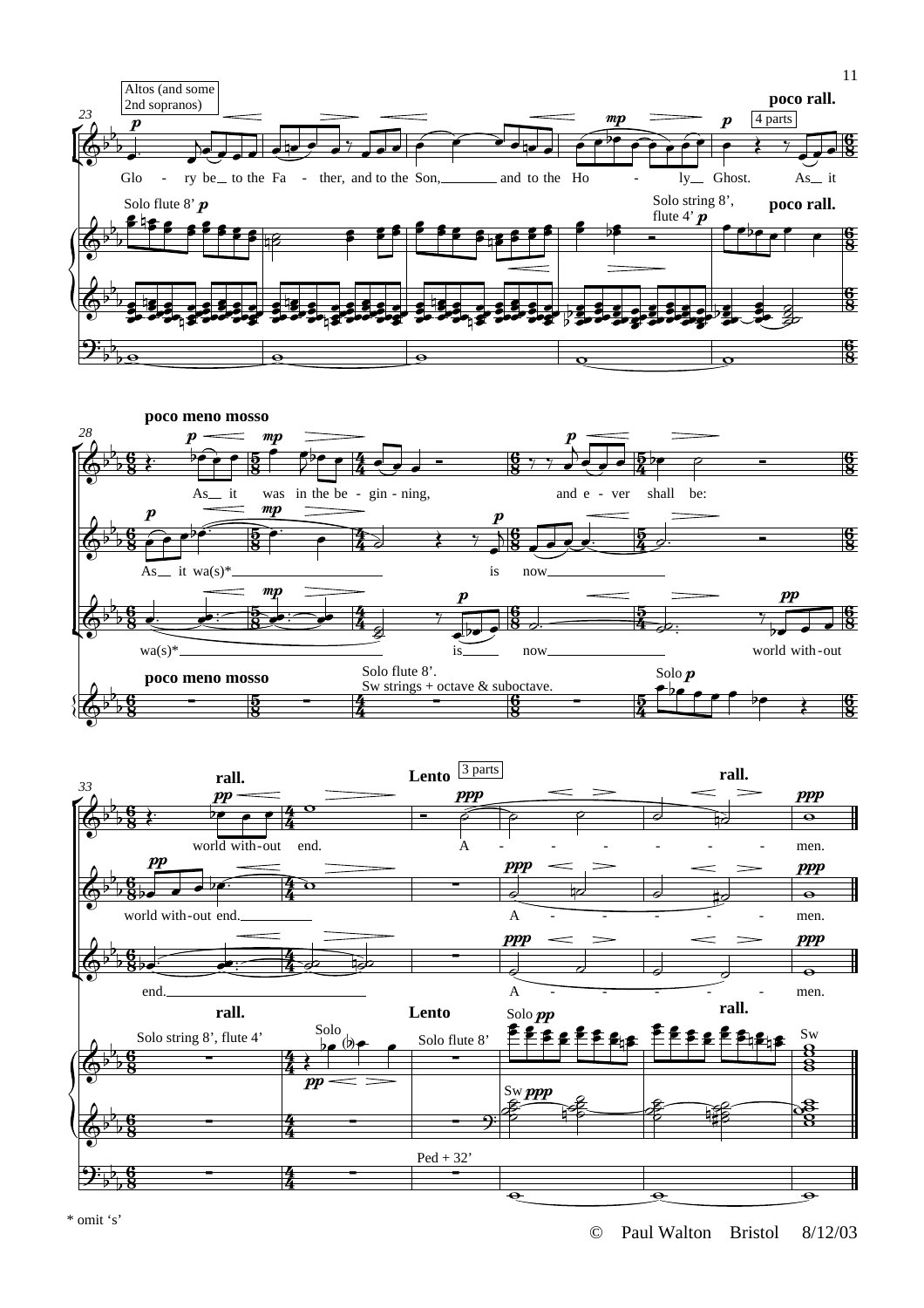\* omit ‘s’

© Paul Walton Bristol 8/12/03